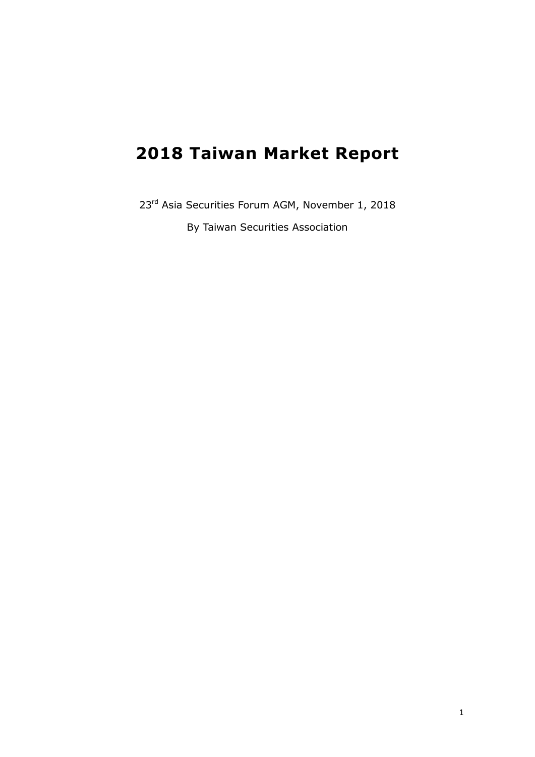# 2018 Taiwan Market Report

23rd Asia Securities Forum AGM, November 1, 2018

By Taiwan Securities Association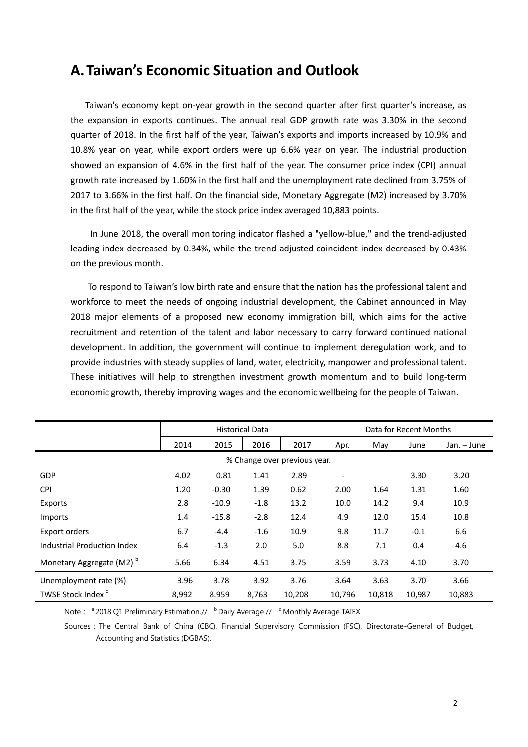## A. Taiwan's Economic Situation and Outlook

Taiwan's economy kept on-year growth in the second quarter after first quarter's increase, as the expansion in exports continues. The annual real GDP growth rate was 3.30% in the second quarter of 2018. In the first half of the year, Taiwan's exports and imports increased by 10.9% and 10.8% year on year, while export orders were up 6.6% year on year. The industrial production showed an expansion of 4.6% in the first half of the year. The consumer price index (CPI) annual growth rate increased by 1.60% in the first half and the unemployment rate declined from 3.75% of 2017 to 3.66% in the first half. On the financial side, Monetary Aggregate (M2) increased by 3.70% in the first half of the year, while the stock price index averaged 10,883 points.

In June 2018, the overall monitoring indicator flashed a "yellow-blue," and the trend-adjusted leading index decreased by 0.34%, while the trend-adjusted coincident index decreased by 0.43% on the previous month.

To respond to Taiwan's low birth rate and ensure that the nation has the professional talent and workforce to meet the needs of ongoing industrial development, the Cabinet announced in May 2018 major elements of a proposed new economy immigration bill, which aims for the active recruitment and retention of the talent and labor necessary to carry forward continued national development. In addition, the government will continue to implement deregulation work, and to provide industries with steady supplies of land, water, electricity, manpower and professional talent. These initiatives will help to strengthen investment growth momentum and to build long-term economic growth, thereby improving wages and the economic wellbeing for the people of Taiwan.

| | Historical Data | | | | Data for Recent Months | | | |
|---|---|---|---|---|---|---|---|---|
| | 2014 | 2015 | 2016 | 2017 | Apr. | May | June | Jan. – June |
| % Change over previous year. | | | | | | | | |
| GDP | 4.02 | 0.81 | 1.41 | 2.89 | - | | 3.30 | 3.20 |
| CPI | 1.20 | -0.30 | 1.39 | 0.62 | 2.00 | 1.64 | 1.31 | 1.60 |
| Exports | 2.8 | -10.9 | -1.8 | 13.2 | 10.0 | 14.2 | 9.4 | 10.9 |
| Imports | 1.4 | -15.8 | -2.8 | 12.4 | 4.9 | 12.0 | 15.4 | 10.8 |
| Export orders | 6.7 | -4.4 | -1.6 | 10.9 | 9.8 | 11.7 | -0.1 | 6.6 |
| Industrial Production Index | 6.4 | -1.3 | 2.0 | 5.0 | 8.8 | 7.1 | 0.4 | 4.6 |
| Monetary Aggregate (M2) [b] | 5.66 | 6.34 | 4.51 | 3.75 | 3.59 | 3.73 | 4.10 | 3.70 |
| Unemployment rate (%) | 3.96 | 3.78 | 3.92 | 3.76 | 3.64 | 3.63 | 3.70 | 3.66 |
| TWSE Stock Index [c] | 8,992 | 8.959 | 8,763 | 10,208 | 10,796 | 10,818 | 10,987 | 10,883 |

Note：[a] 2018 Q1 Preliminary Estimation.// [b] Daily Average // [c] Monthly Average TAIEX

Sources：The Central Bank of China (CBC), Financial Supervisory Commission (FSC), Directorate-General of Budget, Accounting and Statistics (DGBAS).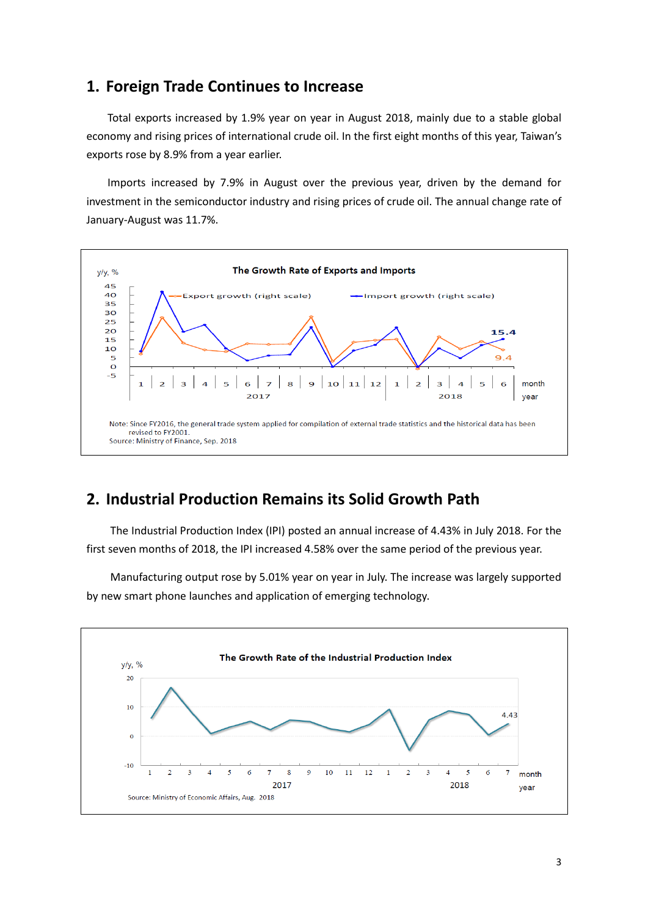## 1. Foreign Trade Continues to Increase

Total exports increased by 1.9% year on year in August 2018, mainly due to a stable global economy and rising prices of international crude oil. In the first eight months of this year, Taiwan's exports rose by 8.9% from a year earlier.

Imports increased by 7.9% in August over the previous year, driven by the demand for investment in the semiconductor industry and rising prices of crude oil. The annual change rate of January-August was 11.7%.

**The Growth Rate of Exports and Imports**

Note: Since FY2016, the general trade system applied for compilation of external trade statistics and the historical data has been revised to FY2001.
Source: Ministry of Finance, Sep. 2018

## 2. Industrial Production Remains its Solid Growth Path

The Industrial Production Index (IPI) posted an annual increase of 4.43% in July 2018. For the first seven months of 2018, the IPI increased 4.58% over the same period of the previous year.

Manufacturing output rose by 5.01% year on year in July. The increase was largely supported by new smart phone launches and application of emerging technology.

**The Growth Rate of the Industrial Production Index**

Source: Ministry of Economic Affairs, Aug. 2018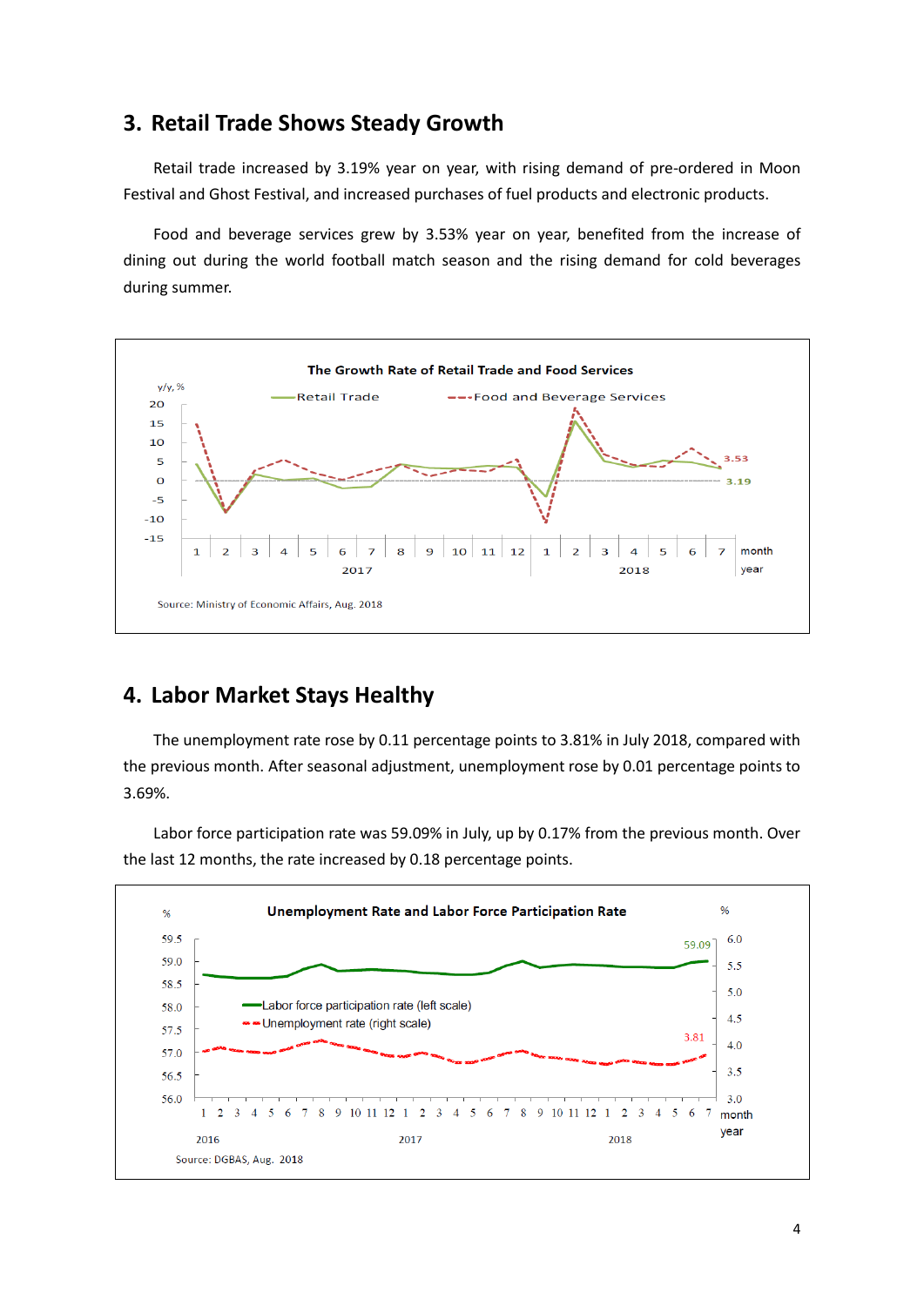## 3. Retail Trade Shows Steady Growth

Retail trade increased by 3.19% year on year, with rising demand of pre-ordered in Moon Festival and Ghost Festival, and increased purchases of fuel products and electronic products.

Food and beverage services grew by 3.53% year on year, benefited from the increase of dining out during the world football match season and the rising demand for cold beverages during summer.

**The Growth Rate of Retail Trade and Food Services**

Source: Ministry of Economic Affairs, Aug. 2018

## 4. Labor Market Stays Healthy

The unemployment rate rose by 0.11 percentage points to 3.81% in July 2018, compared with the previous month. After seasonal adjustment, unemployment rose by 0.01 percentage points to 3.69%.

Labor force participation rate was 59.09% in July, up by 0.17% from the previous month. Over the last 12 months, the rate increased by 0.18 percentage points.

**Unemployment Rate and Labor Force Participation Rate**

Source: DGBAS, Aug. 2018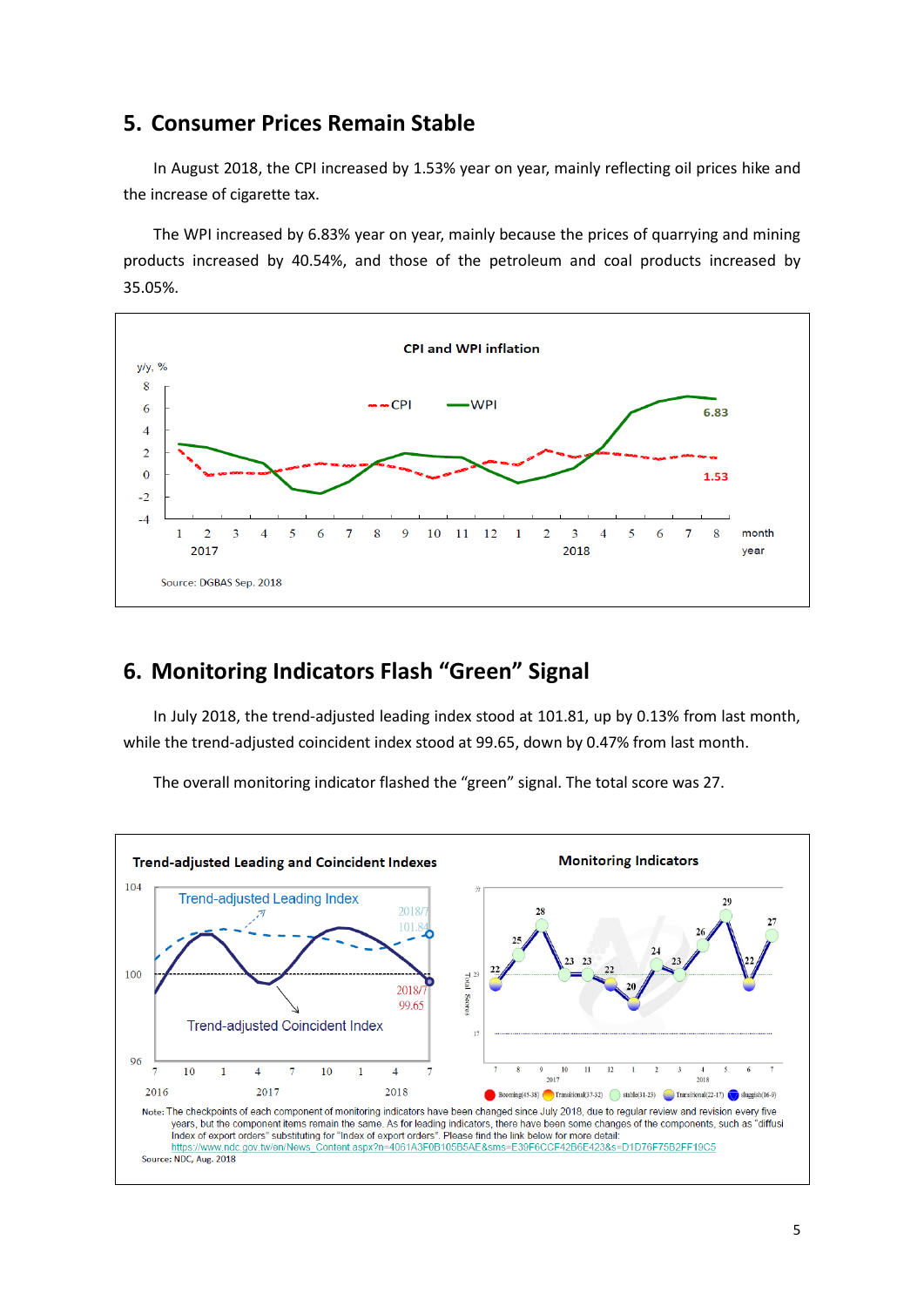## 5. Consumer Prices Remain Stable

In August 2018, the CPI increased by 1.53% year on year, mainly reflecting oil prices hike and the increase of cigarette tax.

The WPI increased by 6.83% year on year, mainly because the prices of quarrying and mining products increased by 40.54%, and those of the petroleum and coal products increased by 35.05%.

**CPI and WPI inflation**

Source: DGBAS Sep. 2018

## 6. Monitoring Indicators Flash "Green" Signal

In July 2018, the trend-adjusted leading index stood at 101.81, up by 0.13% from last month, while the trend-adjusted coincident index stood at 99.65, down by 0.47% from last month.

The overall monitoring indicator flashed the "green" signal. The total score was 27.

**Trend-adjusted Leading and Coincident Indexes** | **Monitoring Indicators**

Note: The checkpoints of each component of monitoring indicators have been changed since July 2018, due to regular review and revision every five years, but the component items remain the same. As for leading indicators, there have been some changes of the components, such as "diffusion index of export orders" substituting for "index of export orders". Please find the link below for more detail: https://www.ndc.gov.tw/en/News_Content.aspx?n=4061A3F0B105B5AE&sms=E39F6CCF42B6E423&s=D1D76F75B2FF19C5

Source: NDC, Aug. 2018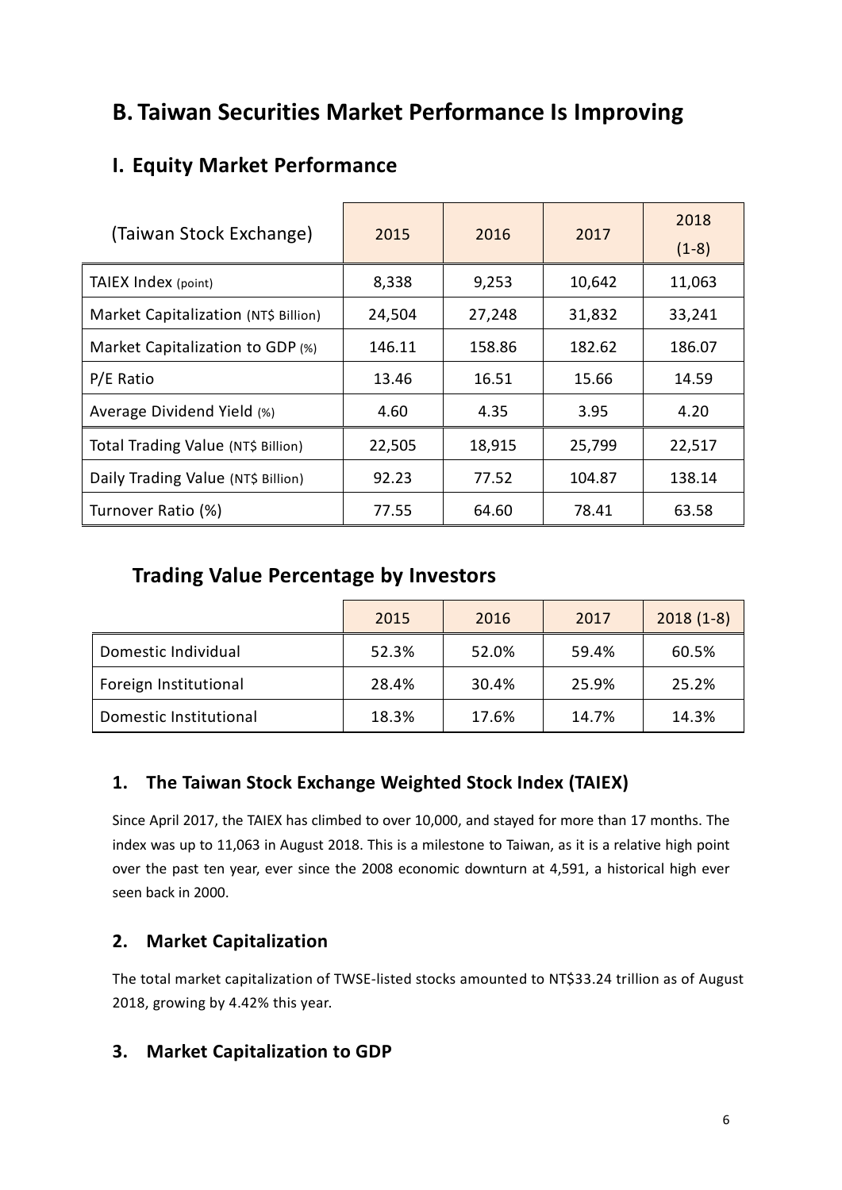## B. Taiwan Securities Market Performance Is Improving

### I. Equity Market Performance

| (Taiwan Stock Exchange) | 2015 | 2016 | 2017 | 2018 (1-8) |
|---|---|---|---|---|
| TAIEX Index (point) | 8,338 | 9,253 | 10,642 | 11,063 |
| Market Capitalization (NT$ Billion) | 24,504 | 27,248 | 31,832 | 33,241 |
| Market Capitalization to GDP (%) | 146.11 | 158.86 | 182.62 | 186.07 |
| P/E Ratio | 13.46 | 16.51 | 15.66 | 14.59 |
| Average Dividend Yield (%) | 4.60 | 4.35 | 3.95 | 4.20 |
| Total Trading Value (NT$ Billion) | 22,505 | 18,915 | 25,799 | 22,517 |
| Daily Trading Value (NT$ Billion) | 92.23 | 77.52 | 104.87 | 138.14 |
| Turnover Ratio (%) | 77.55 | 64.60 | 78.41 | 63.58 |

### Trading Value Percentage by Investors

| | 2015 | 2016 | 2017 | 2018 (1-8) |
|---|---|---|---|---|
| Domestic Individual | 52.3% | 52.0% | 59.4% | 60.5% |
| Foreign Institutional | 28.4% | 30.4% | 25.9% | 25.2% |
| Domestic Institutional | 18.3% | 17.6% | 14.7% | 14.3% |

#### 1. The Taiwan Stock Exchange Weighted Stock Index (TAIEX)

Since April 2017, the TAIEX has climbed to over 10,000, and stayed for more than 17 months. The index was up to 11,063 in August 2018. This is a milestone to Taiwan, as it is a relative high point over the past ten year, ever since the 2008 economic downturn at 4,591, a historical high ever seen back in 2000.

#### 2. Market Capitalization

The total market capitalization of TWSE-listed stocks amounted to NT$33.24 trillion as of August 2018, growing by 4.42% this year.

#### 3. Market Capitalization to GDP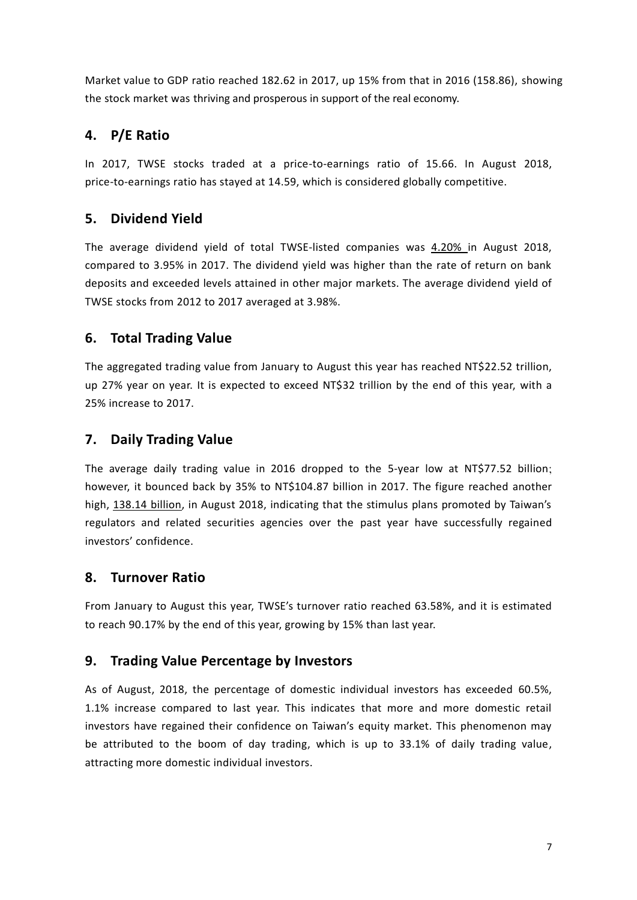Market value to GDP ratio reached 182.62 in 2017, up 15% from that in 2016 (158.86), showing the stock market was thriving and prosperous in support of the real economy.

## 4. P/E Ratio

In 2017, TWSE stocks traded at a price-to-earnings ratio of 15.66. In August 2018, price-to-earnings ratio has stayed at 14.59, which is considered globally competitive.

## 5. Dividend Yield

The average dividend yield of total TWSE-listed companies was 4.20% in August 2018, compared to 3.95% in 2017. The dividend yield was higher than the rate of return on bank deposits and exceeded levels attained in other major markets. The average dividend yield of TWSE stocks from 2012 to 2017 averaged at 3.98%.

## 6. Total Trading Value

The aggregated trading value from January to August this year has reached NT$22.52 trillion, up 27% year on year. It is expected to exceed NT$32 trillion by the end of this year, with a 25% increase to 2017.

## 7. Daily Trading Value

The average daily trading value in 2016 dropped to the 5-year low at NT$77.52 billion; however, it bounced back by 35% to NT$104.87 billion in 2017. The figure reached another high, 138.14 billion, in August 2018, indicating that the stimulus plans promoted by Taiwan's regulators and related securities agencies over the past year have successfully regained investors' confidence.

## 8. Turnover Ratio

From January to August this year, TWSE's turnover ratio reached 63.58%, and it is estimated to reach 90.17% by the end of this year, growing by 15% than last year.

## 9. Trading Value Percentage by Investors

As of August, 2018, the percentage of domestic individual investors has exceeded 60.5%, 1.1% increase compared to last year. This indicates that more and more domestic retail investors have regained their confidence on Taiwan's equity market. This phenomenon may be attributed to the boom of day trading, which is up to 33.1% of daily trading value, attracting more domestic individual investors.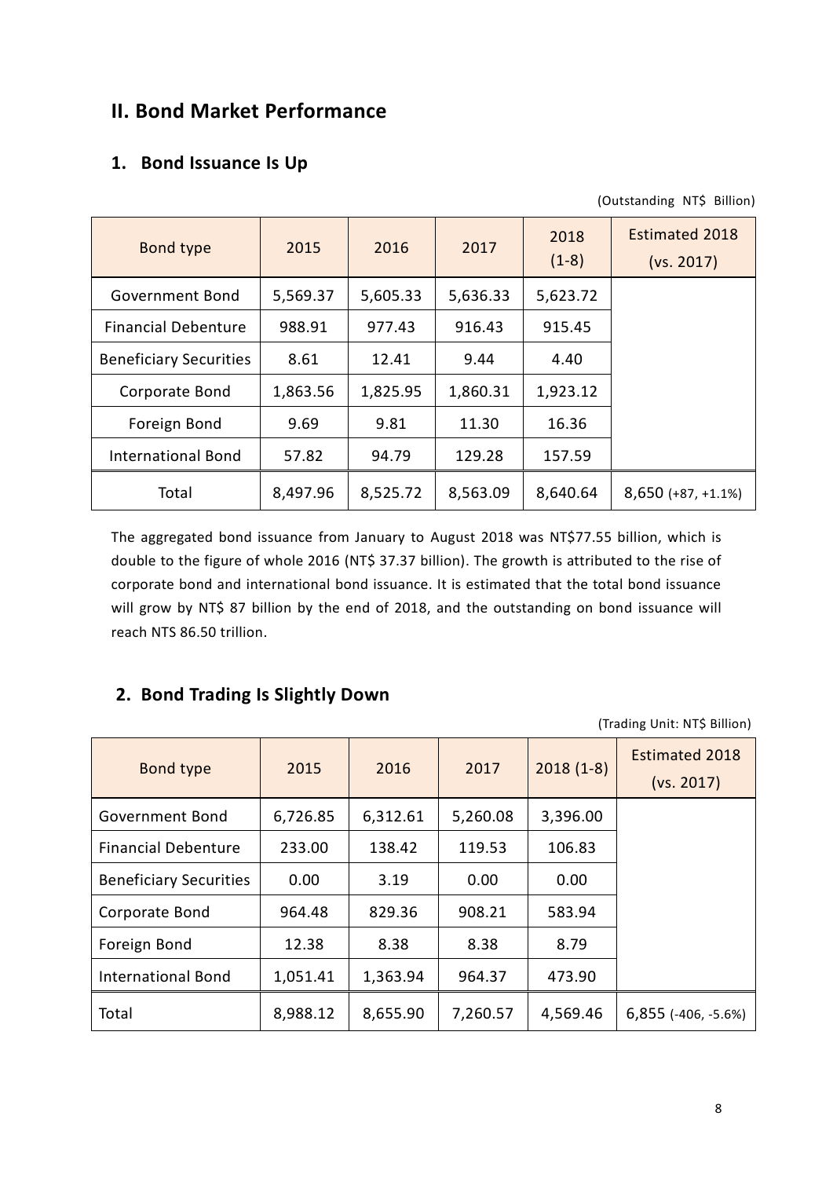## II. Bond Market Performance

### 1. Bond Issuance Is Up

(Outstanding NT$ Billion)

| Bond type | 2015 | 2016 | 2017 | 2018 (1-8) | Estimated 2018 (vs. 2017) |
|---|---|---|---|---|---|
| Government Bond | 5,569.37 | 5,605.33 | 5,636.33 | 5,623.72 | |
| Financial Debenture | 988.91 | 977.43 | 916.43 | 915.45 | |
| Beneficiary Securities | 8.61 | 12.41 | 9.44 | 4.40 | |
| Corporate Bond | 1,863.56 | 1,825.95 | 1,860.31 | 1,923.12 | |
| Foreign Bond | 9.69 | 9.81 | 11.30 | 16.36 | |
| International Bond | 57.82 | 94.79 | 129.28 | 157.59 | |
| Total | 8,497.96 | 8,525.72 | 8,563.09 | 8,640.64 | 8,650 (+87, +1.1%) |

The aggregated bond issuance from January to August 2018 was NT$77.55 billion, which is double to the figure of whole 2016 (NT$ 37.37 billion). The growth is attributed to the rise of corporate bond and international bond issuance. It is estimated that the total bond issuance will grow by NT$ 87 billion by the end of 2018, and the outstanding on bond issuance will reach NTS 86.50 trillion.

### 2. Bond Trading Is Slightly Down

(Trading Unit: NT$ Billion)

| Bond type | 2015 | 2016 | 2017 | 2018 (1-8) | Estimated 2018 (vs. 2017) |
|---|---|---|---|---|---|
| Government Bond | 6,726.85 | 6,312.61 | 5,260.08 | 3,396.00 | |
| Financial Debenture | 233.00 | 138.42 | 119.53 | 106.83 | |
| Beneficiary Securities | 0.00 | 3.19 | 0.00 | 0.00 | |
| Corporate Bond | 964.48 | 829.36 | 908.21 | 583.94 | |
| Foreign Bond | 12.38 | 8.38 | 8.38 | 8.79 | |
| International Bond | 1,051.41 | 1,363.94 | 964.37 | 473.90 | |
| Total | 8,988.12 | 8,655.90 | 7,260.57 | 4,569.46 | 6,855 (-406, -5.6%) |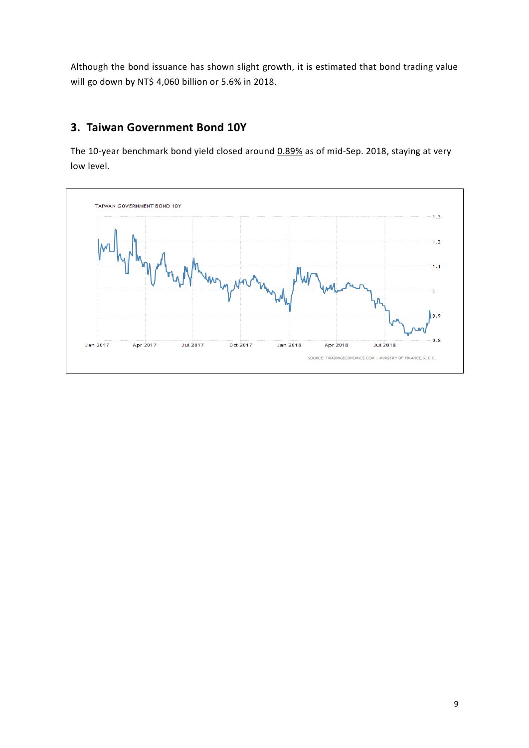Although the bond issuance has shown slight growth, it is estimated that bond trading value will go down by NT$ 4,060 billion or 5.6% in 2018.

## 3. Taiwan Government Bond 10Y

The 10-year benchmark bond yield closed around <u>0.89%</u> as of mid-Sep. 2018, staying at very low level.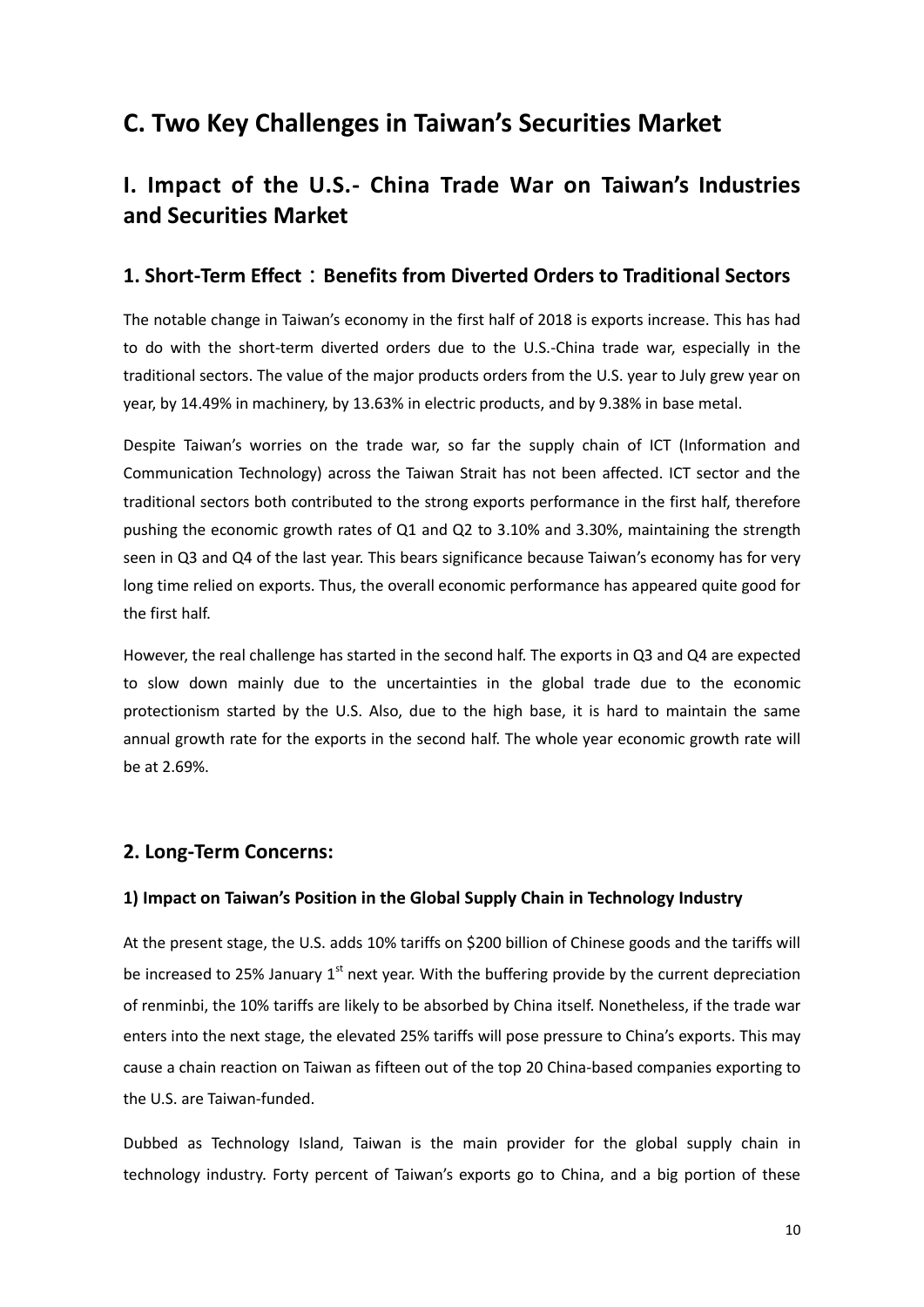# C. Two Key Challenges in Taiwan's Securities Market

## I. Impact of the U.S.- China Trade War on Taiwan's Industries and Securities Market

### 1. Short-Term Effect：Benefits from Diverted Orders to Traditional Sectors

The notable change in Taiwan's economy in the first half of 2018 is exports increase. This has had to do with the short-term diverted orders due to the U.S.-China trade war, especially in the traditional sectors. The value of the major products orders from the U.S. year to July grew year on year, by 14.49% in machinery, by 13.63% in electric products, and by 9.38% in base metal.

Despite Taiwan's worries on the trade war, so far the supply chain of ICT (Information and Communication Technology) across the Taiwan Strait has not been affected. ICT sector and the traditional sectors both contributed to the strong exports performance in the first half, therefore pushing the economic growth rates of Q1 and Q2 to 3.10% and 3.30%, maintaining the strength seen in Q3 and Q4 of the last year. This bears significance because Taiwan's economy has for very long time relied on exports. Thus, the overall economic performance has appeared quite good for the first half.

However, the real challenge has started in the second half. The exports in Q3 and Q4 are expected to slow down mainly due to the uncertainties in the global trade due to the economic protectionism started by the U.S. Also, due to the high base, it is hard to maintain the same annual growth rate for the exports in the second half. The whole year economic growth rate will be at 2.69%.

### 2. Long-Term Concerns:

#### 1) Impact on Taiwan's Position in the Global Supply Chain in Technology Industry

At the present stage, the U.S. adds 10% tariffs on \$200 billion of Chinese goods and the tariffs will be increased to 25% January 1st next year. With the buffering provide by the current depreciation of renminbi, the 10% tariffs are likely to be absorbed by China itself. Nonetheless, if the trade war enters into the next stage, the elevated 25% tariffs will pose pressure to China's exports. This may cause a chain reaction on Taiwan as fifteen out of the top 20 China-based companies exporting to the U.S. are Taiwan-funded.

Dubbed as Technology Island, Taiwan is the main provider for the global supply chain in technology industry. Forty percent of Taiwan's exports go to China, and a big portion of these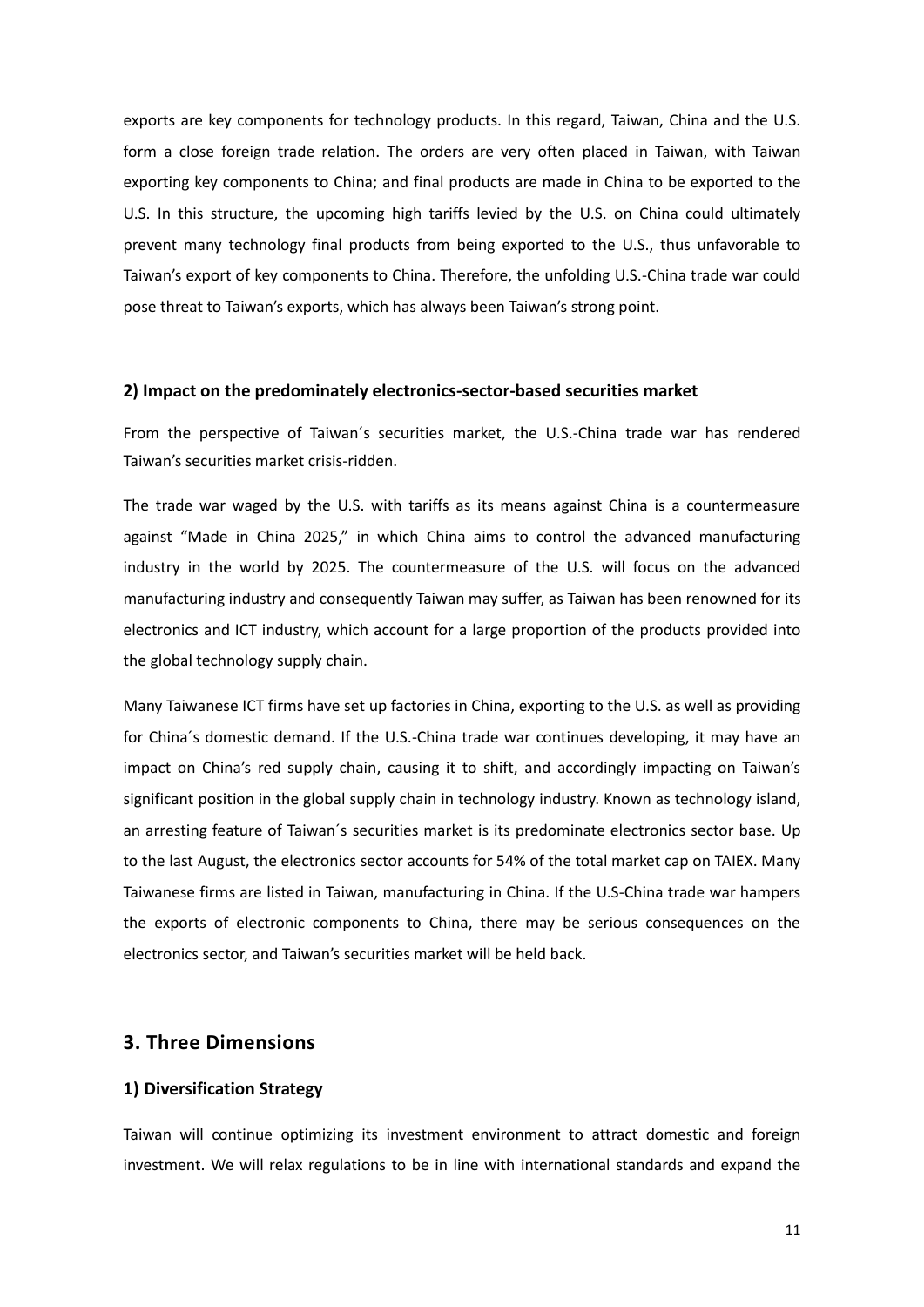exports are key components for technology products. In this regard, Taiwan, China and the U.S. form a close foreign trade relation. The orders are very often placed in Taiwan, with Taiwan exporting key components to China; and final products are made in China to be exported to the U.S. In this structure, the upcoming high tariffs levied by the U.S. on China could ultimately prevent many technology final products from being exported to the U.S., thus unfavorable to Taiwan's export of key components to China. Therefore, the unfolding U.S.-China trade war could pose threat to Taiwan's exports, which has always been Taiwan's strong point.

### 2) Impact on the predominately electronics-sector-based securities market

From the perspective of Taiwan´s securities market, the U.S.-China trade war has rendered Taiwan's securities market crisis-ridden.

The trade war waged by the U.S. with tariffs as its means against China is a countermeasure against "Made in China 2025," in which China aims to control the advanced manufacturing industry in the world by 2025. The countermeasure of the U.S. will focus on the advanced manufacturing industry and consequently Taiwan may suffer, as Taiwan has been renowned for its electronics and ICT industry, which account for a large proportion of the products provided into the global technology supply chain.

Many Taiwanese ICT firms have set up factories in China, exporting to the U.S. as well as providing for China´s domestic demand. If the U.S.-China trade war continues developing, it may have an impact on China's red supply chain, causing it to shift, and accordingly impacting on Taiwan's significant position in the global supply chain in technology industry. Known as technology island, an arresting feature of Taiwan´s securities market is its predominate electronics sector base. Up to the last August, the electronics sector accounts for 54% of the total market cap on TAIEX. Many Taiwanese firms are listed in Taiwan, manufacturing in China. If the U.S-China trade war hampers the exports of electronic components to China, there may be serious consequences on the electronics sector, and Taiwan's securities market will be held back.

## 3. Three Dimensions

### 1) Diversification Strategy

Taiwan will continue optimizing its investment environment to attract domestic and foreign investment. We will relax regulations to be in line with international standards and expand the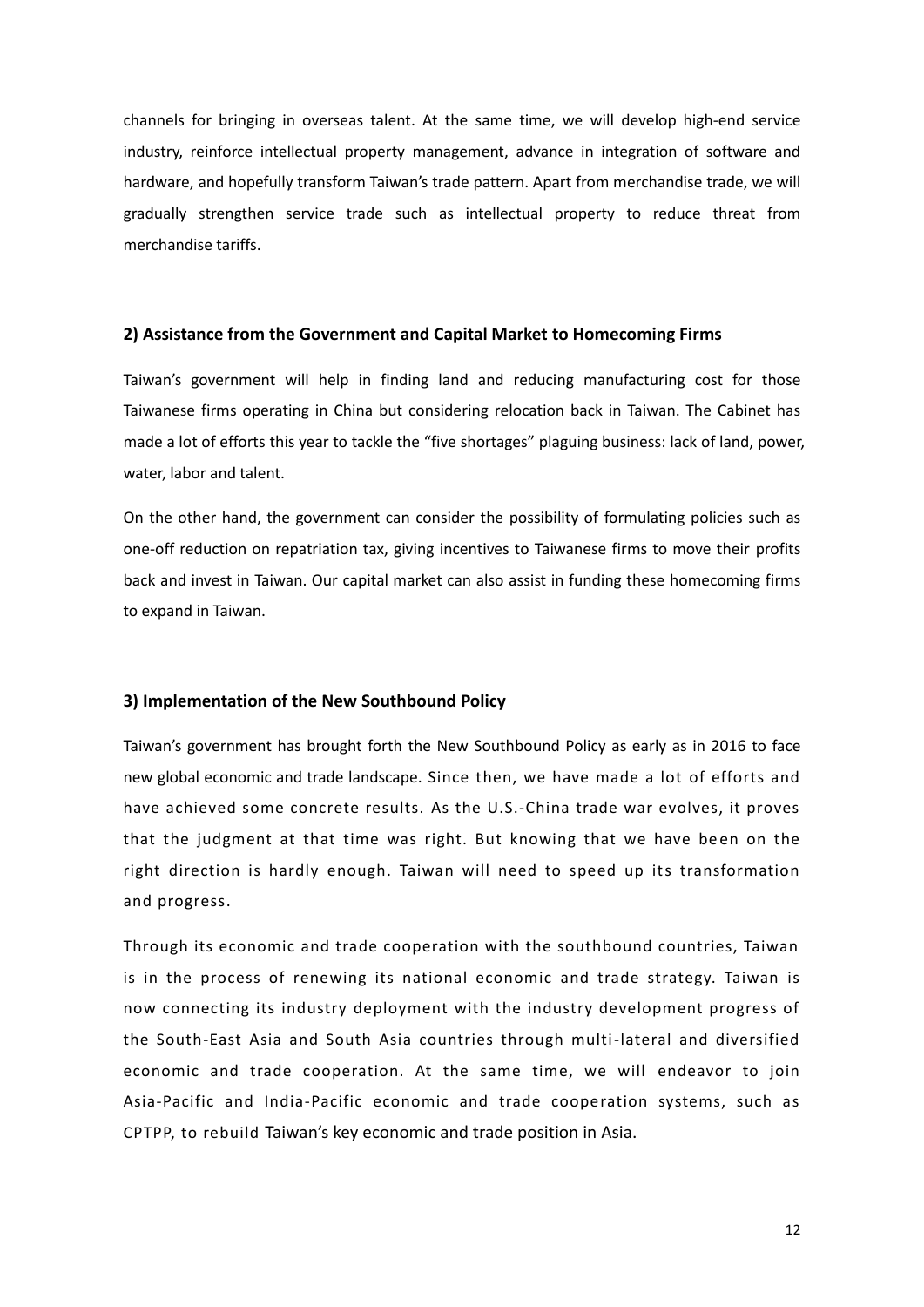channels for bringing in overseas talent. At the same time, we will develop high-end service industry, reinforce intellectual property management, advance in integration of software and hardware, and hopefully transform Taiwan's trade pattern. Apart from merchandise trade, we will gradually strengthen service trade such as intellectual property to reduce threat from merchandise tariffs.

### 2) Assistance from the Government and Capital Market to Homecoming Firms

Taiwan's government will help in finding land and reducing manufacturing cost for those Taiwanese firms operating in China but considering relocation back in Taiwan. The Cabinet has made a lot of efforts this year to tackle the "five shortages" plaguing business: lack of land, power, water, labor and talent.

On the other hand, the government can consider the possibility of formulating policies such as one-off reduction on repatriation tax, giving incentives to Taiwanese firms to move their profits back and invest in Taiwan. Our capital market can also assist in funding these homecoming firms to expand in Taiwan.

### 3) Implementation of the New Southbound Policy

Taiwan's government has brought forth the New Southbound Policy as early as in 2016 to face new global economic and trade landscape. Since then, we have made a lot of efforts and have achieved some concrete results. As the U.S.-China trade war evolves, it proves that the judgment at that time was right. But knowing that we have been on the right direction is hardly enough. Taiwan will need to speed up its transformation and progress.

Through its economic and trade cooperation with the southbound countries, Taiwan is in the process of renewing its national economic and trade strategy. Taiwan is now connecting its industry deployment with the industry development progress of the South-East Asia and South Asia countries through multi-lateral and diversified economic and trade cooperation. At the same time, we will endeavor to join Asia-Pacific and India-Pacific economic and trade cooperation systems, such as CPTPP, to rebuild Taiwan's key economic and trade position in Asia.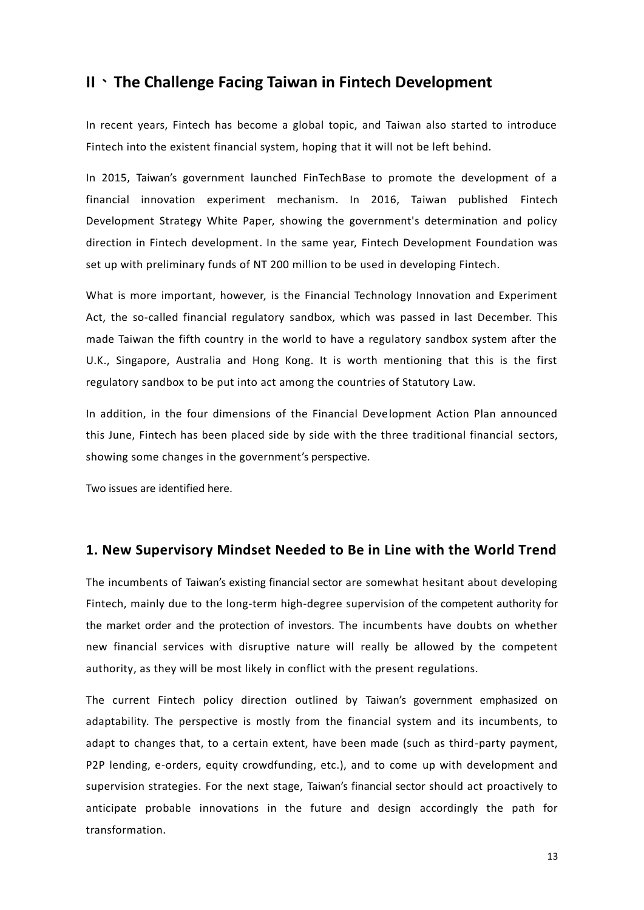## II、The Challenge Facing Taiwan in Fintech Development

In recent years, Fintech has become a global topic, and Taiwan also started to introduce Fintech into the existent financial system, hoping that it will not be left behind.

In 2015, Taiwan's government launched FinTechBase to promote the development of a financial innovation experiment mechanism. In 2016, Taiwan published Fintech Development Strategy White Paper, showing the government's determination and policy direction in Fintech development. In the same year, Fintech Development Foundation was set up with preliminary funds of NT 200 million to be used in developing Fintech.

What is more important, however, is the Financial Technology Innovation and Experiment Act, the so-called financial regulatory sandbox, which was passed in last December. This made Taiwan the fifth country in the world to have a regulatory sandbox system after the U.K., Singapore, Australia and Hong Kong. It is worth mentioning that this is the first regulatory sandbox to be put into act among the countries of Statutory Law.

In addition, in the four dimensions of the Financial Development Action Plan announced this June, Fintech has been placed side by side with the three traditional financial sectors, showing some changes in the government's perspective.

Two issues are identified here.

### 1. New Supervisory Mindset Needed to Be in Line with the World Trend

The incumbents of Taiwan's existing financial sector are somewhat hesitant about developing Fintech, mainly due to the long-term high-degree supervision of the competent authority for the market order and the protection of investors. The incumbents have doubts on whether new financial services with disruptive nature will really be allowed by the competent authority, as they will be most likely in conflict with the present regulations.

The current Fintech policy direction outlined by Taiwan's government emphasized on adaptability. The perspective is mostly from the financial system and its incumbents, to adapt to changes that, to a certain extent, have been made (such as third-party payment, P2P lending, e-orders, equity crowdfunding, etc.), and to come up with development and supervision strategies. For the next stage, Taiwan's financial sector should act proactively to anticipate probable innovations in the future and design accordingly the path for transformation.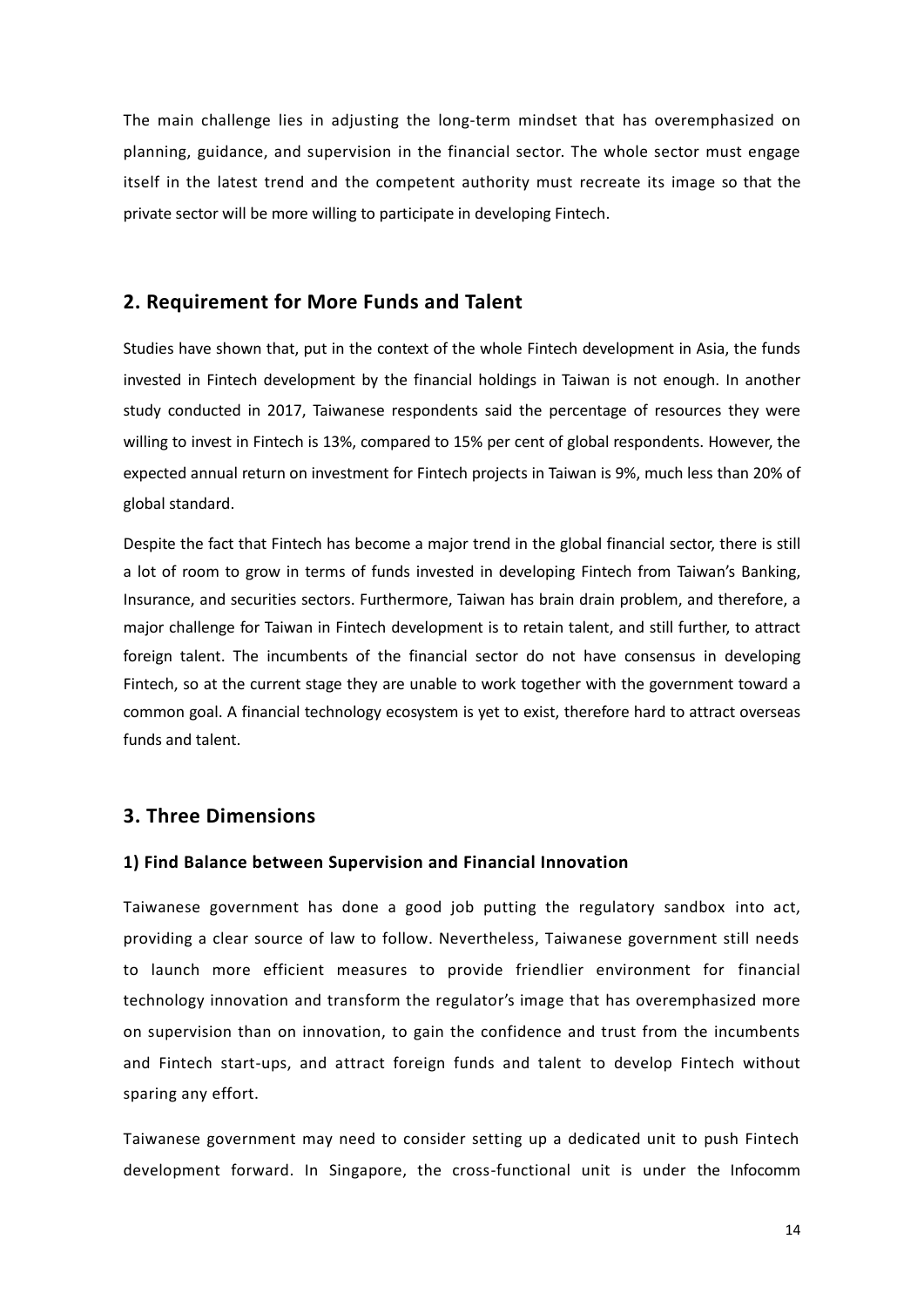The main challenge lies in adjusting the long-term mindset that has overemphasized on planning, guidance, and supervision in the financial sector. The whole sector must engage itself in the latest trend and the competent authority must recreate its image so that the private sector will be more willing to participate in developing Fintech.

## 2. Requirement for More Funds and Talent

Studies have shown that, put in the context of the whole Fintech development in Asia, the funds invested in Fintech development by the financial holdings in Taiwan is not enough. In another study conducted in 2017, Taiwanese respondents said the percentage of resources they were willing to invest in Fintech is 13%, compared to 15% per cent of global respondents. However, the expected annual return on investment for Fintech projects in Taiwan is 9%, much less than 20% of global standard.

Despite the fact that Fintech has become a major trend in the global financial sector, there is still a lot of room to grow in terms of funds invested in developing Fintech from Taiwan's Banking, Insurance, and securities sectors. Furthermore, Taiwan has brain drain problem, and therefore, a major challenge for Taiwan in Fintech development is to retain talent, and still further, to attract foreign talent. The incumbents of the financial sector do not have consensus in developing Fintech, so at the current stage they are unable to work together with the government toward a common goal. A financial technology ecosystem is yet to exist, therefore hard to attract overseas funds and talent.

## 3. Three Dimensions

### 1) Find Balance between Supervision and Financial Innovation

Taiwanese government has done a good job putting the regulatory sandbox into act, providing a clear source of law to follow. Nevertheless, Taiwanese government still needs to launch more efficient measures to provide friendlier environment for financial technology innovation and transform the regulator's image that has overemphasized more on supervision than on innovation, to gain the confidence and trust from the incumbents and Fintech start-ups, and attract foreign funds and talent to develop Fintech without sparing any effort.

Taiwanese government may need to consider setting up a dedicated unit to push Fintech development forward. In Singapore, the cross-functional unit is under the Infocomm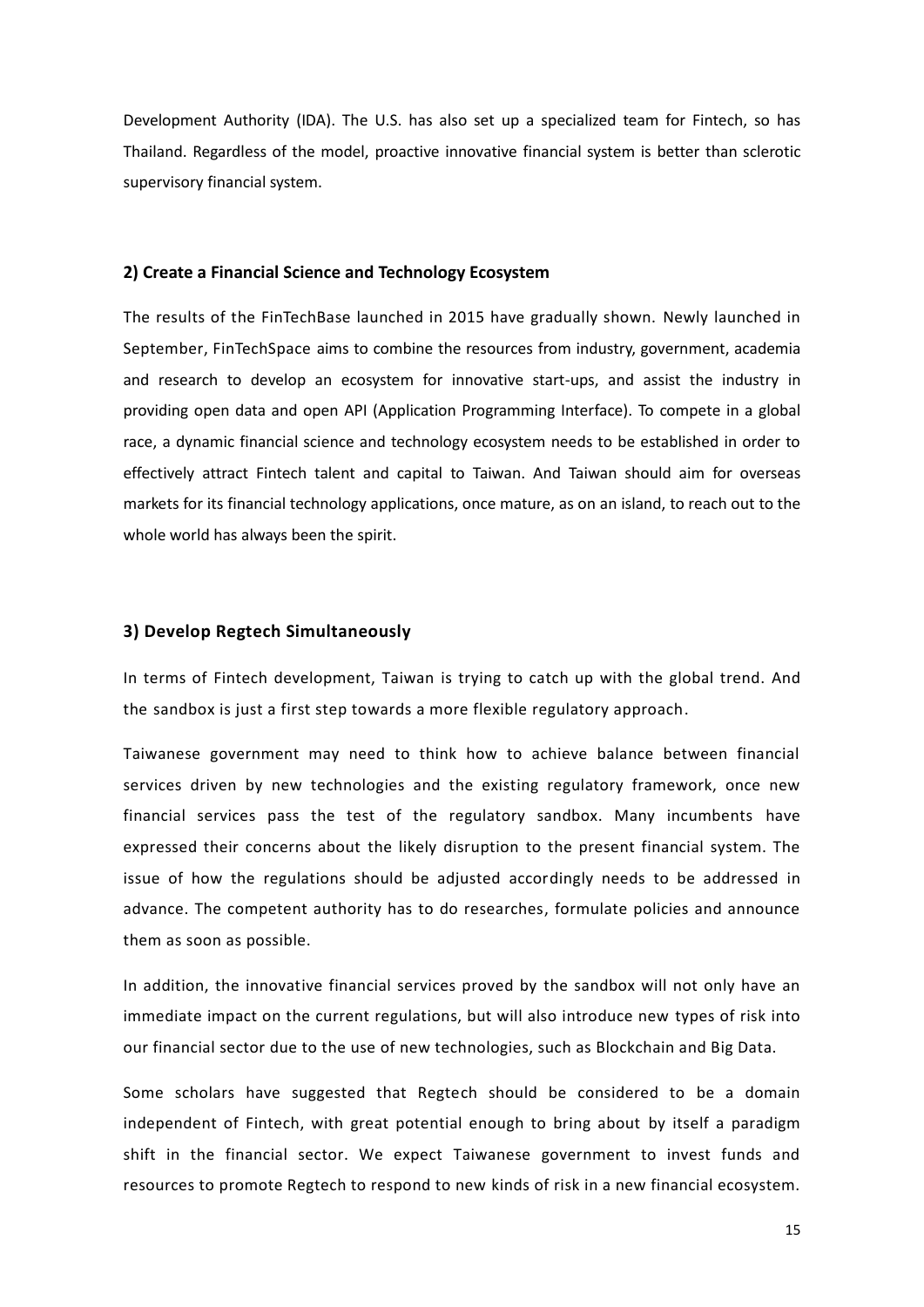Development Authority (IDA). The U.S. has also set up a specialized team for Fintech, so has Thailand. Regardless of the model, proactive innovative financial system is better than sclerotic supervisory financial system.

### 2) Create a Financial Science and Technology Ecosystem

The results of the FinTechBase launched in 2015 have gradually shown. Newly launched in September, FinTechSpace aims to combine the resources from industry, government, academia and research to develop an ecosystem for innovative start-ups, and assist the industry in providing open data and open API (Application Programming Interface). To compete in a global race, a dynamic financial science and technology ecosystem needs to be established in order to effectively attract Fintech talent and capital to Taiwan. And Taiwan should aim for overseas markets for its financial technology applications, once mature, as on an island, to reach out to the whole world has always been the spirit.

### 3) Develop Regtech Simultaneously

In terms of Fintech development, Taiwan is trying to catch up with the global trend. And the sandbox is just a first step towards a more flexible regulatory approach.

Taiwanese government may need to think how to achieve balance between financial services driven by new technologies and the existing regulatory framework, once new financial services pass the test of the regulatory sandbox. Many incumbents have expressed their concerns about the likely disruption to the present financial system. The issue of how the regulations should be adjusted accordingly needs to be addressed in advance. The competent authority has to do researches, formulate policies and announce them as soon as possible.

In addition, the innovative financial services proved by the sandbox will not only have an immediate impact on the current regulations, but will also introduce new types of risk into our financial sector due to the use of new technologies, such as Blockchain and Big Data.

Some scholars have suggested that Regtech should be considered to be a domain independent of Fintech, with great potential enough to bring about by itself a paradigm shift in the financial sector. We expect Taiwanese government to invest funds and resources to promote Regtech to respond to new kinds of risk in a new financial ecosystem.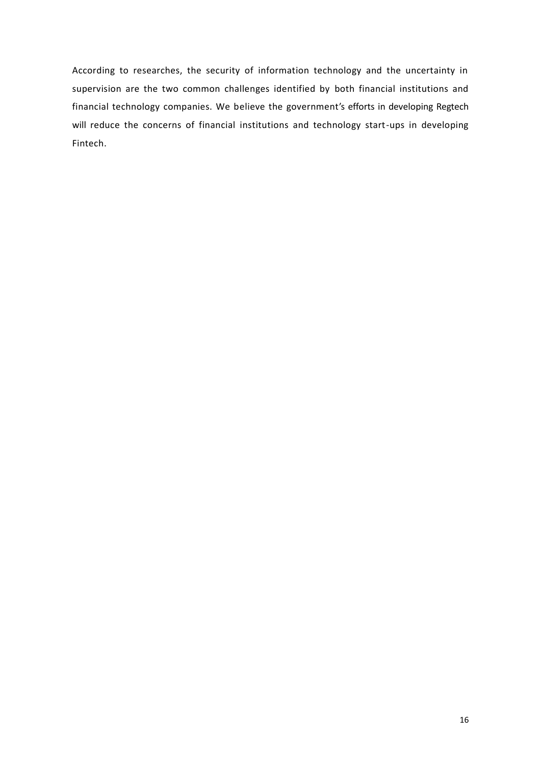According to researches, the security of information technology and the uncertainty in supervision are the two common challenges identified by both financial institutions and financial technology companies. We believe the government's efforts in developing Regtech will reduce the concerns of financial institutions and technology start-ups in developing Fintech.